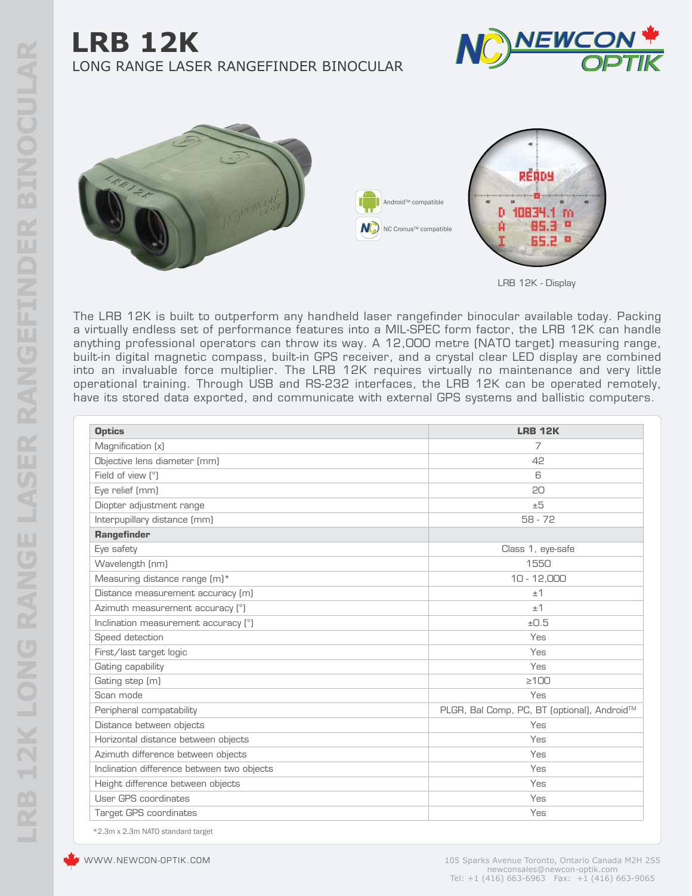# LRB 12K

LONG RANGE LASER RANGEFINDER BINOCULAR

Android™ compatible

NC Cronus™ compatible

LRB 12K - Display

The LRB 12K is built to outperform any handheld laser rangefinder binocular available today. Packing a virtually endless set of performance features into a MIL-SPEC form factor, the LRB 12K can handle anything professional operators can throw its way. A 12,000 metre (NATO target) measuring range, built-in digital magnetic compass, built-in GPS receiver, and a crystal clear LED display are combined into an invaluable force multiplier. The LRB 12K requires virtually no maintenance and very little operational training. Through USB and RS-232 interfaces, the LRB 12K can be operated remotely, have its stored data exported, and communicate with external GPS systems and ballistic computers.

| **Optics** | **LRB 12K** |
|---|---|
| Magnification (x) | 7 |
| Objective lens diameter (mm) | 42 |
| Field of view (°) | 6 |
| Eye relief (mm) | 20 |
| Diopter adjustment range | ±5 |
| Interpupillary distance (mm) | 58 - 72 |
| **Rangefinder** | |
| Eye safety | Class 1, eye-safe |
| Wavelength (nm) | 1550 |
| Measuring distance range (m)* | 10 - 12,000 |
| Distance measurement accuracy (m) | ±1 |
| Azimuth measurement accuracy (°) | ±1 |
| Inclination measurement accuracy (°) | ±0.5 |
| Speed detection | Yes |
| First/last target logic | Yes |
| Gating capability | Yes |
| Gating step (m) | ≥100 |
| Scan mode | Yes |
| Peripheral compatability | PLGR, Bal Comp, PC, BT (optional), Android™ |
| Distance between objects | Yes |
| Horizontal distance between objects | Yes |
| Azimuth difference between objects | Yes |
| Inclination difference between two objects | Yes |
| Height difference between objects | Yes |
| User GPS coordinates | Yes |
| Target GPS coordinates | Yes |

*2.3m x 2.3m NATO standard target

WWW.NEWCON-OPTIK.COM

105 Sparks Avenue Toronto, Ontario Canada M2H 2S5
newconsales@newcon-optik.com
Tel: +1 (416) 663-6963 Fax: +1 (416) 663-9065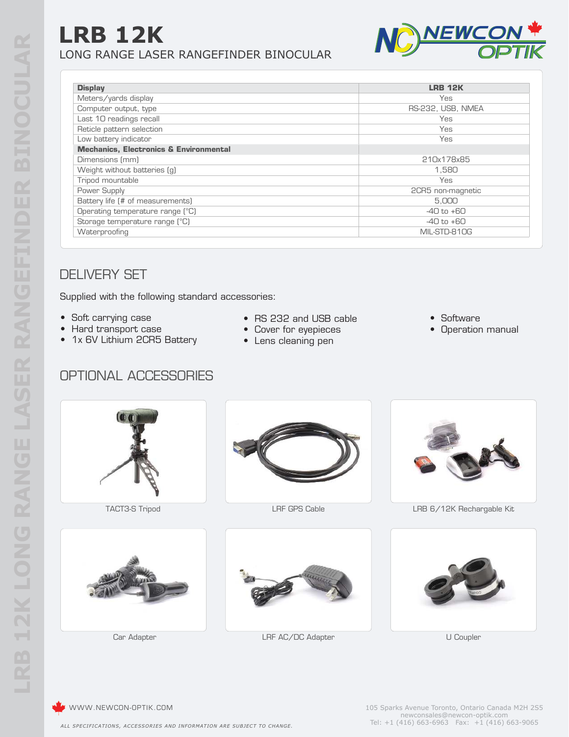# LRB 12K

LONG RANGE LASER RANGEFINDER BINOCULAR

| Display | LRB 12K |
|---|---|
| Meters/yards display | Yes |
| Computer output, type | RS-232, USB, NMEA |
| Last 10 readings recall | Yes |
| Reticle pattern selection | Yes |
| Low battery indicator | Yes |
| **Mechanics, Electronics & Environmental** | |
| Dimensions (mm) | 210x178x85 |
| Weight without batteries (g) | 1,580 |
| Tripod mountable | Yes |
| Power Supply | 2CR5 non-magnetic |
| Battery life (# of measurements) | 5,000 |
| Operating temperature range (°C) | -40 to +60 |
| Storage temperature range (°C) | -40 to +60 |
| Waterproofing | MIL-STD-810G |

## DELIVERY SET

Supplied with the following standard accessories:

- Soft carrying case
- Hard transport case
- 1x 6V Lithium 2CR5 Battery
- RS 232 and USB cable
- Cover for eyepieces
- Lens cleaning pen
- Software
- Operation manual

## OPTIONAL ACCESSORIES

TACT3-S Tripod

LRF GPS Cable

LRB 6/12K Rechargable Kit

Car Adapter

LRF AC/DC Adapter

U Coupler

WWW.NEWCON-OPTIK.COM

105 Sparks Avenue Toronto, Ontario Canada M2H 2S5
newconsales@newcon-optik.com
Tel: +1 (416) 663-6963 Fax: +1 (416) 663-9065

*ALL SPECIFICATIONS, ACCESSORIES AND INFORMATION ARE SUBJECT TO CHANGE.*